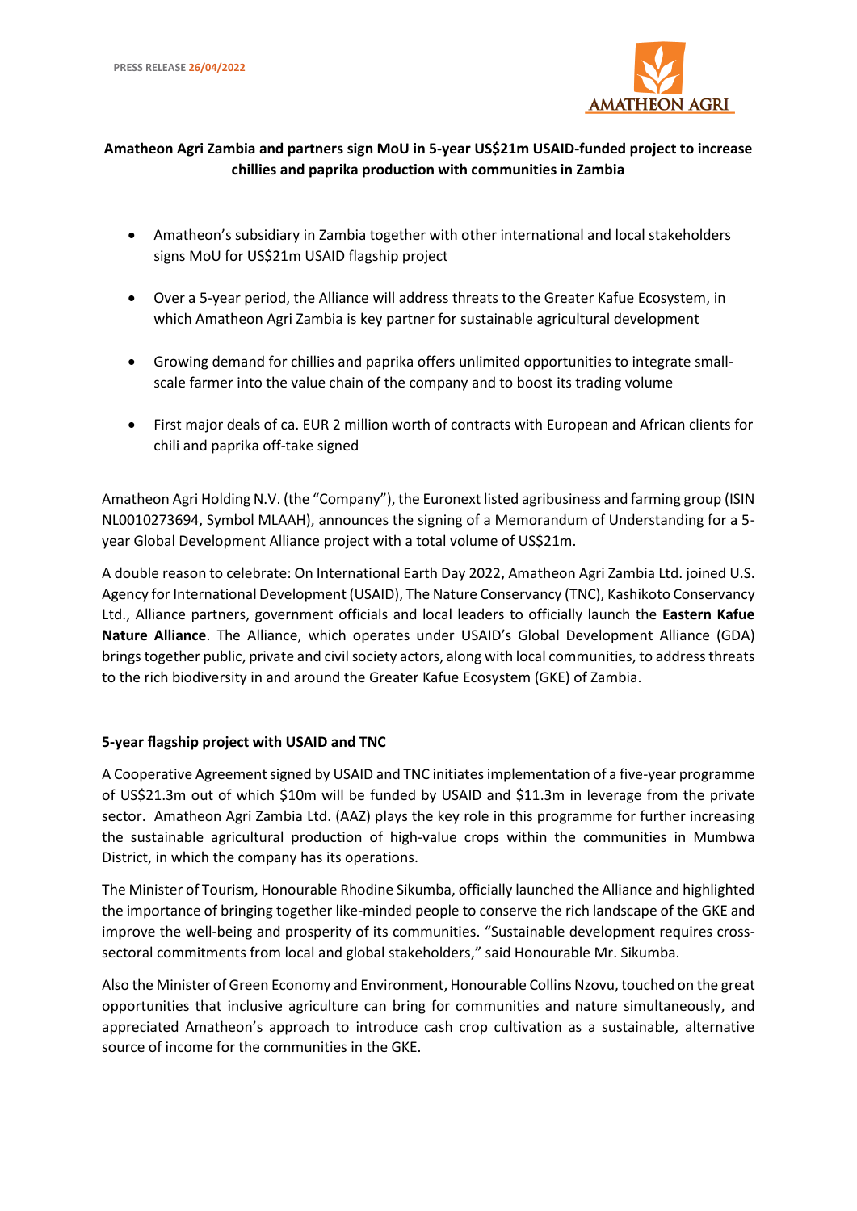PRESS RELEASE 26/04/2022

## Amatheon Agri Zambia and partners sign MoU in 5-year US$21m USAID-funded project to increase chillies and paprika production with communities in Zambia

- Amatheon's subsidiary in Zambia together with other international and local stakeholders signs MoU for US$21m USAID flagship project
- Over a 5-year period, the Alliance will address threats to the Greater Kafue Ecosystem, in which Amatheon Agri Zambia is key partner for sustainable agricultural development
- Growing demand for chillies and paprika offers unlimited opportunities to integrate small-scale farmer into the value chain of the company and to boost its trading volume
- First major deals of ca. EUR 2 million worth of contracts with European and African clients for chili and paprika off-take signed

Amatheon Agri Holding N.V. (the "Company"), the Euronext listed agribusiness and farming group (ISIN NL0010273694, Symbol MLAAH), announces the signing of a Memorandum of Understanding for a 5-year Global Development Alliance project with a total volume of US$21m.

A double reason to celebrate: On International Earth Day 2022, Amatheon Agri Zambia Ltd. joined U.S. Agency for International Development (USAID), The Nature Conservancy (TNC), Kashikoto Conservancy Ltd., Alliance partners, government officials and local leaders to officially launch the **Eastern Kafue Nature Alliance**. The Alliance, which operates under USAID's Global Development Alliance (GDA) brings together public, private and civil society actors, along with local communities, to address threats to the rich biodiversity in and around the Greater Kafue Ecosystem (GKE) of Zambia.

### 5-year flagship project with USAID and TNC

A Cooperative Agreement signed by USAID and TNC initiates implementation of a five-year programme of US$21.3m out of which $10m will be funded by USAID and $11.3m in leverage from the private sector. Amatheon Agri Zambia Ltd. (AAZ) plays the key role in this programme for further increasing the sustainable agricultural production of high-value crops within the communities in Mumbwa District, in which the company has its operations.

The Minister of Tourism, Honourable Rhodine Sikumba, officially launched the Alliance and highlighted the importance of bringing together like-minded people to conserve the rich landscape of the GKE and improve the well-being and prosperity of its communities. "Sustainable development requires cross-sectoral commitments from local and global stakeholders," said Honourable Mr. Sikumba.

Also the Minister of Green Economy and Environment, Honourable Collins Nzovu, touched on the great opportunities that inclusive agriculture can bring for communities and nature simultaneously, and appreciated Amatheon's approach to introduce cash crop cultivation as a sustainable, alternative source of income for the communities in the GKE.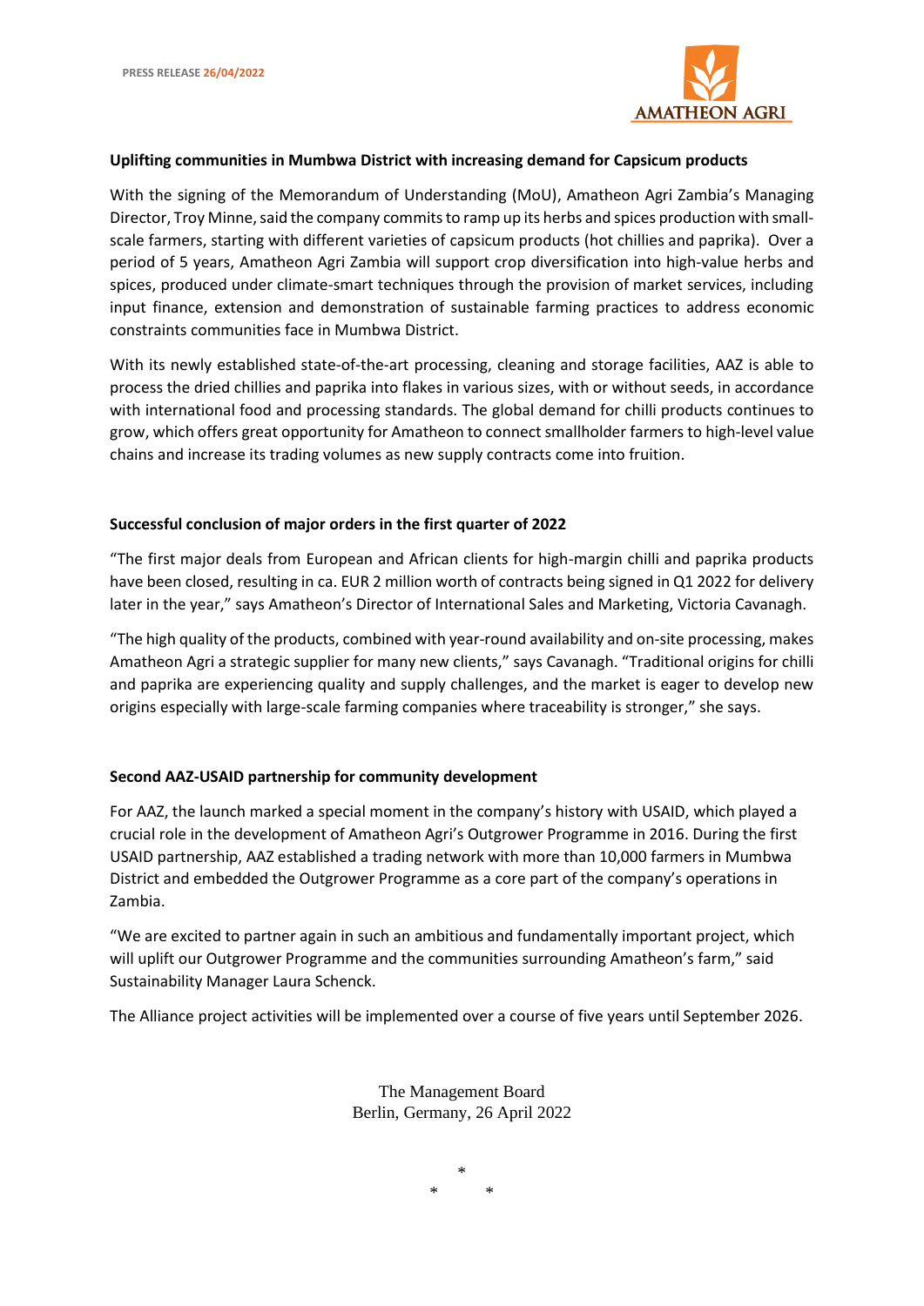### Uplifting communities in Mumbwa District with increasing demand for Capsicum products

With the signing of the Memorandum of Understanding (MoU), Amatheon Agri Zambia's Managing Director, Troy Minne, said the company commits to ramp up its herbs and spices production with small-scale farmers, starting with different varieties of capsicum products (hot chillies and paprika). Over a period of 5 years, Amatheon Agri Zambia will support crop diversification into high-value herbs and spices, produced under climate-smart techniques through the provision of market services, including input finance, extension and demonstration of sustainable farming practices to address economic constraints communities face in Mumbwa District.

With its newly established state-of-the-art processing, cleaning and storage facilities, AAZ is able to process the dried chillies and paprika into flakes in various sizes, with or without seeds, in accordance with international food and processing standards. The global demand for chilli products continues to grow, which offers great opportunity for Amatheon to connect smallholder farmers to high-level value chains and increase its trading volumes as new supply contracts come into fruition.

### Successful conclusion of major orders in the first quarter of 2022

"The first major deals from European and African clients for high-margin chilli and paprika products have been closed, resulting in ca. EUR 2 million worth of contracts being signed in Q1 2022 for delivery later in the year," says Amatheon's Director of International Sales and Marketing, Victoria Cavanagh.

"The high quality of the products, combined with year-round availability and on-site processing, makes Amatheon Agri a strategic supplier for many new clients," says Cavanagh. "Traditional origins for chilli and paprika are experiencing quality and supply challenges, and the market is eager to develop new origins especially with large-scale farming companies where traceability is stronger," she says.

### Second AAZ-USAID partnership for community development

For AAZ, the launch marked a special moment in the company's history with USAID, which played a crucial role in the development of Amatheon Agri's Outgrower Programme in 2016. During the first USAID partnership, AAZ established a trading network with more than 10,000 farmers in Mumbwa District and embedded the Outgrower Programme as a core part of the company's operations in Zambia.

"We are excited to partner again in such an ambitious and fundamentally important project, which will uplift our Outgrower Programme and the communities surrounding Amatheon's farm," said Sustainability Manager Laura Schenck.

The Alliance project activities will be implemented over a course of five years until September 2026.

The Management Board
Berlin, Germany, 26 April 2022

*
\* *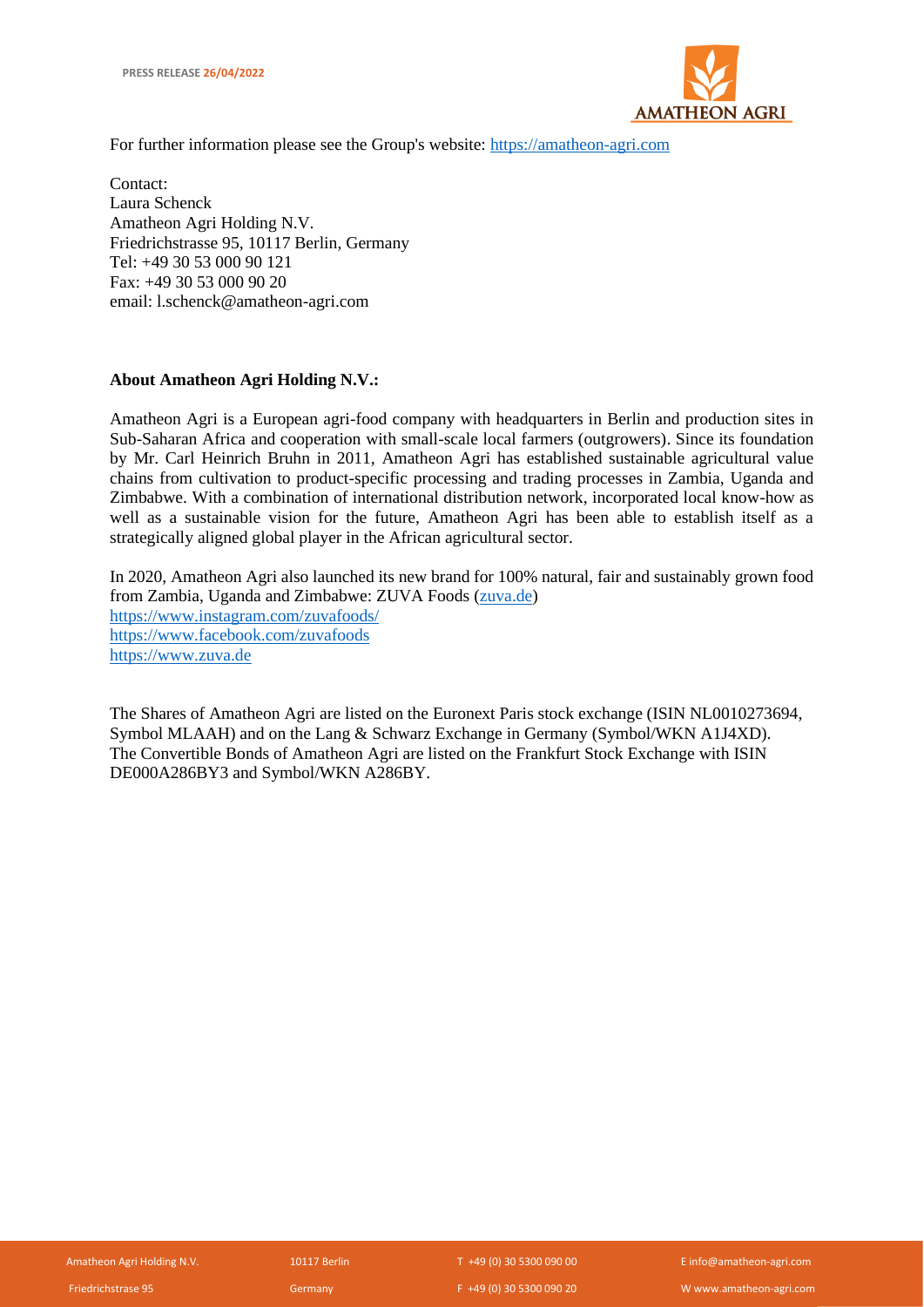For further information please see the Group's website: https://amatheon-agri.com

Contact:
Laura Schenck
Amatheon Agri Holding N.V.
Friedrichstrasse 95, 10117 Berlin, Germany
Tel: +49 30 53 000 90 121
Fax: +49 30 53 000 90 20
email: l.schenck@amatheon-agri.com

**About Amatheon Agri Holding N.V.:**

Amatheon Agri is a European agri-food company with headquarters in Berlin and production sites in Sub-Saharan Africa and cooperation with small-scale local farmers (outgrowers). Since its foundation by Mr. Carl Heinrich Bruhn in 2011, Amatheon Agri has established sustainable agricultural value chains from cultivation to product-specific processing and trading processes in Zambia, Uganda and Zimbabwe. With a combination of international distribution network, incorporated local know-how as well as a sustainable vision for the future, Amatheon Agri has been able to establish itself as a strategically aligned global player in the African agricultural sector.

In 2020, Amatheon Agri also launched its new brand for 100% natural, fair and sustainably grown food from Zambia, Uganda and Zimbabwe: ZUVA Foods (zuva.de)
https://www.instagram.com/zuvafoods/
https://www.facebook.com/zuvafoods
https://www.zuva.de

The Shares of Amatheon Agri are listed on the Euronext Paris stock exchange (ISIN NL0010273694, Symbol MLAAH) and on the Lang & Schwarz Exchange in Germany (Symbol/WKN A1J4XD). The Convertible Bonds of Amatheon Agri are listed on the Frankfurt Stock Exchange with ISIN DE000A286BY3 and Symbol/WKN A286BY.